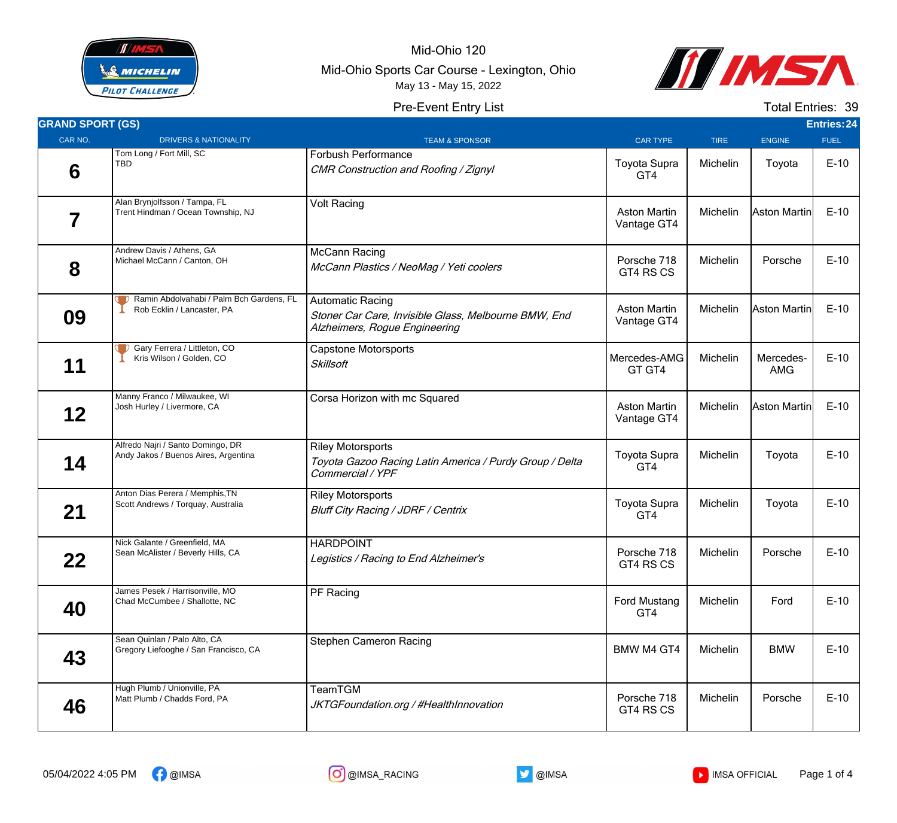Mid-Ohio 120

Mid-Ohio Sports Car Course - Lexington, Ohio

May 13 - May 15, 2022

Pre-Event Entry List

Total Entries: 39

## GRAND SPORT (GS)

Entries: 24

| CAR NO. | DRIVERS & NATIONALITY | TEAM & SPONSOR | CAR TYPE | TIRE | ENGINE | FUEL |
|---|---|---|---|---|---|---|
| 6 | Tom Long / Fort Mill, SC<br>TBD | Forbush Performance<br>*CMR Construction and Roofing / Zignyl* | Toyota Supra GT4 | Michelin | Toyota | E-10 |
| 7 | Alan Brynjolfsson / Tampa, FL<br>Trent Hindman / Ocean Township, NJ | Volt Racing | Aston Martin Vantage GT4 | Michelin | Aston Martin | E-10 |
| 8 | Andrew Davis / Athens, GA<br>Michael McCann / Canton, OH | McCann Racing<br>*McCann Plastics / NeoMag / Yeti coolers* | Porsche 718 GT4 RS CS | Michelin | Porsche | E-10 |
| 09 | Ramin Abdolvahabi / Palm Bch Gardens, FL<br>Rob Ecklin / Lancaster, PA | Automatic Racing<br>*Stoner Car Care, Invisible Glass, Melbourne BMW, End Alzheimers, Rogue Engineering* | Aston Martin Vantage GT4 | Michelin | Aston Martin | E-10 |
| 11 | Gary Ferrera / Littleton, CO<br>Kris Wilson / Golden, CO | Capstone Motorsports<br>*Skillsoft* | Mercedes-AMG GT GT4 | Michelin | Mercedes-AMG | E-10 |
| 12 | Manny Franco / Milwaukee, WI<br>Josh Hurley / Livermore, CA | Corsa Horizon with mc Squared | Aston Martin Vantage GT4 | Michelin | Aston Martin | E-10 |
| 14 | Alfredo Najri / Santo Domingo, DR<br>Andy Jakos / Buenos Aires, Argentina | Riley Motorsports<br>*Toyota Gazoo Racing Latin America / Purdy Group / Delta Commercial / YPF* | Toyota Supra GT4 | Michelin | Toyota | E-10 |
| 21 | Anton Dias Perera / Memphis,TN<br>Scott Andrews / Torquay, Australia | Riley Motorsports<br>*Bluff City Racing / JDRF / Centrix* | Toyota Supra GT4 | Michelin | Toyota | E-10 |
| 22 | Nick Galante / Greenfield, MA<br>Sean McAlister / Beverly Hills, CA | HARDPOINT<br>*Legistics / Racing to End Alzheimer's* | Porsche 718 GT4 RS CS | Michelin | Porsche | E-10 |
| 40 | James Pesek / Harrisonville, MO<br>Chad McCumbee / Shallotte, NC | PF Racing | Ford Mustang GT4 | Michelin | Ford | E-10 |
| 43 | Sean Quinlan / Palo Alto, CA<br>Gregory Liefooghe / San Francisco, CA | Stephen Cameron Racing | BMW M4 GT4 | Michelin | BMW | E-10 |
| 46 | Hugh Plumb / Unionville, PA<br>Matt Plumb / Chadds Ford, PA | TeamTGM<br>*JKTGFoundation.org / #HealthInnovation* | Porsche 718 GT4 RS CS | Michelin | Porsche | E-10 |

05/04/2022 4:05 PM @IMSA @IMSA_RACING @IMSA IMSA OFFICIAL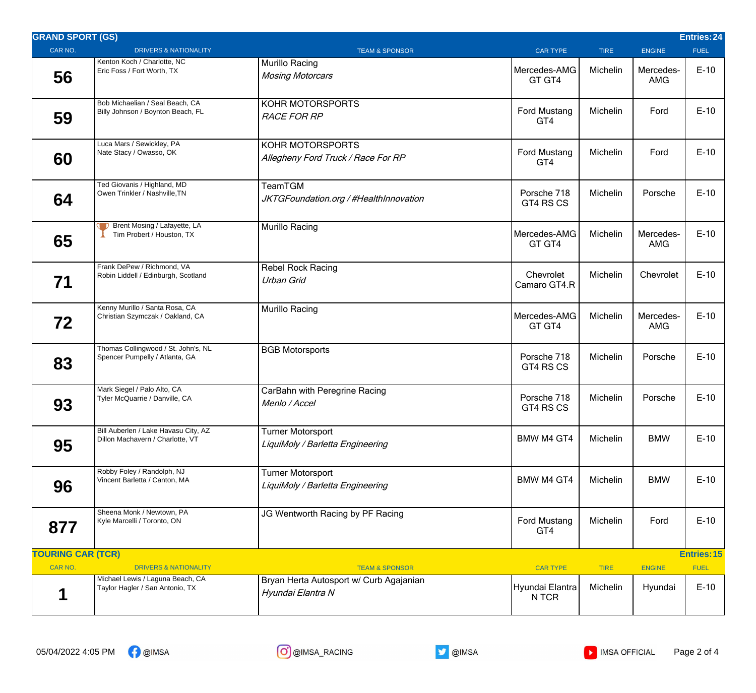## GRAND SPORT (GS)

Entries: 24

| CAR NO. | DRIVERS & NATIONALITY | TEAM & SPONSOR | CAR TYPE | TIRE | ENGINE | FUEL |
|---|---|---|---|---|---|---|
| 56 | Kenton Koch / Charlotte, NC<br>Eric Foss / Fort Worth, TX | Murillo Racing<br>*Mosing Motorcars* | Mercedes-AMG GT GT4 | Michelin | Mercedes-AMG | E-10 |
| 59 | Bob Michaelian / Seal Beach, CA<br>Billy Johnson / Boynton Beach, FL | KOHR MOTORSPORTS<br>*RACE FOR RP* | Ford Mustang GT4 | Michelin | Ford | E-10 |
| 60 | Luca Mars / Sewickley, PA<br>Nate Stacy / Owasso, OK | KOHR MOTORSPORTS<br>*Allegheny Ford Truck / Race For RP* | Ford Mustang GT4 | Michelin | Ford | E-10 |
| 64 | Ted Giovanis / Highland, MD<br>Owen Trinkler / Nashville,TN | TeamTGM<br>*JKTGFoundation.org / #HealthInnovation* | Porsche 718 GT4 RS CS | Michelin | Porsche | E-10 |
| 65 | Brent Mosing / Lafayette, LA<br>Tim Probert / Houston, TX | Murillo Racing | Mercedes-AMG GT GT4 | Michelin | Mercedes-AMG | E-10 |
| 71 | Frank DePew / Richmond, VA<br>Robin Liddell / Edinburgh, Scotland | Rebel Rock Racing<br>*Urban Grid* | Chevrolet Camaro GT4.R | Michelin | Chevrolet | E-10 |
| 72 | Kenny Murillo / Santa Rosa, CA<br>Christian Szymczak / Oakland, CA | Murillo Racing | Mercedes-AMG GT GT4 | Michelin | Mercedes-AMG | E-10 |
| 83 | Thomas Collingwood / St. John's, NL<br>Spencer Pumpelly / Atlanta, GA | BGB Motorsports | Porsche 718 GT4 RS CS | Michelin | Porsche | E-10 |
| 93 | Mark Siegel / Palo Alto, CA<br>Tyler McQuarrie / Danville, CA | CarBahn with Peregrine Racing<br>*Menlo / Accel* | Porsche 718 GT4 RS CS | Michelin | Porsche | E-10 |
| 95 | Bill Auberlen / Lake Havasu City, AZ<br>Dillon Machavern / Charlotte, VT | Turner Motorsport<br>*LiquiMoly / Barletta Engineering* | BMW M4 GT4 | Michelin | BMW | E-10 |
| 96 | Robby Foley / Randolph, NJ<br>Vincent Barletta / Canton, MA | Turner Motorsport<br>*LiquiMoly / Barletta Engineering* | BMW M4 GT4 | Michelin | BMW | E-10 |
| 877 | Sheena Monk / Newtown, PA<br>Kyle Marcelli / Toronto, ON | JG Wentworth Racing by PF Racing | Ford Mustang GT4 | Michelin | Ford | E-10 |

## TOURING CAR (TCR)

Entries: 15

| CAR NO. | DRIVERS & NATIONALITY | TEAM & SPONSOR | CAR TYPE | TIRE | ENGINE | FUEL |
|---|---|---|---|---|---|---|
| 1 | Michael Lewis / Laguna Beach, CA<br>Taylor Hagler / San Antonio, TX | Bryan Herta Autosport w/ Curb Agajanian<br>*Hyundai Elantra N* | Hyundai Elantra N TCR | Michelin | Hyundai | E-10 |

05/04/2022 4:05 PM @IMSA @IMSA_RACING @IMSA IMSA OFFICIAL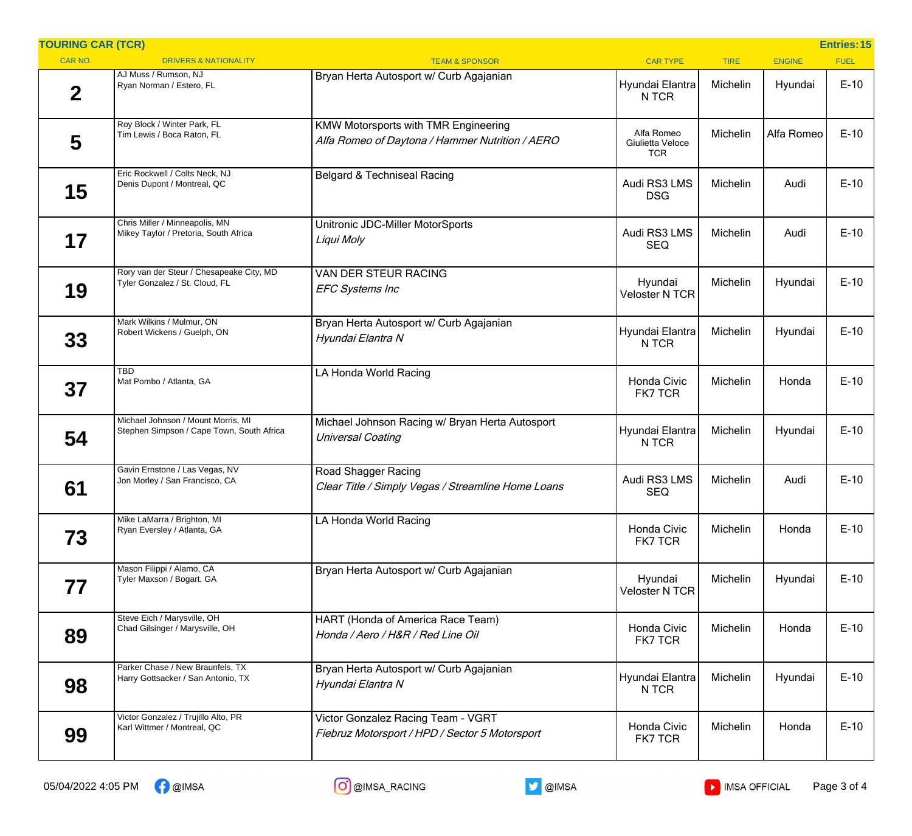## TOURING CAR (TCR)

**Entries: 15**

| CAR NO. | DRIVERS & NATIONALITY | TEAM & SPONSOR | CAR TYPE | TIRE | ENGINE | FUEL |
|---|---|---|---|---|---|---|
| 2 | AJ Muss / Rumson, NJ<br>Ryan Norman / Estero, FL | Bryan Herta Autosport w/ Curb Agajanian | Hyundai Elantra N TCR | Michelin | Hyundai | E-10 |
| 5 | Roy Block / Winter Park, FL<br>Tim Lewis / Boca Raton, FL | KMW Motorsports with TMR Engineering<br>*Alfa Romeo of Daytona / Hammer Nutrition / AERO* | Alfa Romeo Giulietta Veloce TCR | Michelin | Alfa Romeo | E-10 |
| 15 | Eric Rockwell / Colts Neck, NJ<br>Denis Dupont / Montreal, QC | Belgard & Techniseal Racing | Audi RS3 LMS DSG | Michelin | Audi | E-10 |
| 17 | Chris Miller / Minneapolis, MN<br>Mikey Taylor / Pretoria, South Africa | Unitronic JDC-Miller MotorSports<br>*Liqui Moly* | Audi RS3 LMS SEQ | Michelin | Audi | E-10 |
| 19 | Rory van der Steur / Chesapeake City, MD<br>Tyler Gonzalez / St. Cloud, FL | VAN DER STEUR RACING<br>*EFC Systems Inc* | Hyundai Veloster N TCR | Michelin | Hyundai | E-10 |
| 33 | Mark Wilkins / Mulmur, ON<br>Robert Wickens / Guelph, ON | Bryan Herta Autosport w/ Curb Agajanian<br>*Hyundai Elantra N* | Hyundai Elantra N TCR | Michelin | Hyundai | E-10 |
| 37 | TBD<br>Mat Pombo / Atlanta, GA | LA Honda World Racing | Honda Civic FK7 TCR | Michelin | Honda | E-10 |
| 54 | Michael Johnson / Mount Morris, MI<br>Stephen Simpson / Cape Town, South Africa | Michael Johnson Racing w/ Bryan Herta Autosport<br>*Universal Coating* | Hyundai Elantra N TCR | Michelin | Hyundai | E-10 |
| 61 | Gavin Ernstone / Las Vegas, NV<br>Jon Morley / San Francisco, CA | Road Shagger Racing<br>*Clear Title / Simply Vegas / Streamline Home Loans* | Audi RS3 LMS SEQ | Michelin | Audi | E-10 |
| 73 | Mike LaMarra / Brighton, MI<br>Ryan Eversley / Atlanta, GA | LA Honda World Racing | Honda Civic FK7 TCR | Michelin | Honda | E-10 |
| 77 | Mason Filippi / Alamo, CA<br>Tyler Maxson / Bogart, GA | Bryan Herta Autosport w/ Curb Agajanian | Hyundai Veloster N TCR | Michelin | Hyundai | E-10 |
| 89 | Steve Eich / Marysville, OH<br>Chad Gilsinger / Marysville, OH | HART (Honda of America Race Team)<br>*Honda / Aero / H&R / Red Line Oil* | Honda Civic FK7 TCR | Michelin | Honda | E-10 |
| 98 | Parker Chase / New Braunfels, TX<br>Harry Gottsacker / San Antonio, TX | Bryan Herta Autosport w/ Curb Agajanian<br>*Hyundai Elantra N* | Hyundai Elantra N TCR | Michelin | Hyundai | E-10 |
| 99 | Victor Gonzalez / Trujillo Alto, PR<br>Karl Wittmer / Montreal, QC | Victor Gonzalez Racing Team - VGRT<br>*Fiebruz Motorsport / HPD / Sector 5 Motorsport* | Honda Civic FK7 TCR | Michelin | Honda | E-10 |

05/04/2022 4:05 PM @IMSA @IMSA_RACING @IMSA IMSA OFFICIAL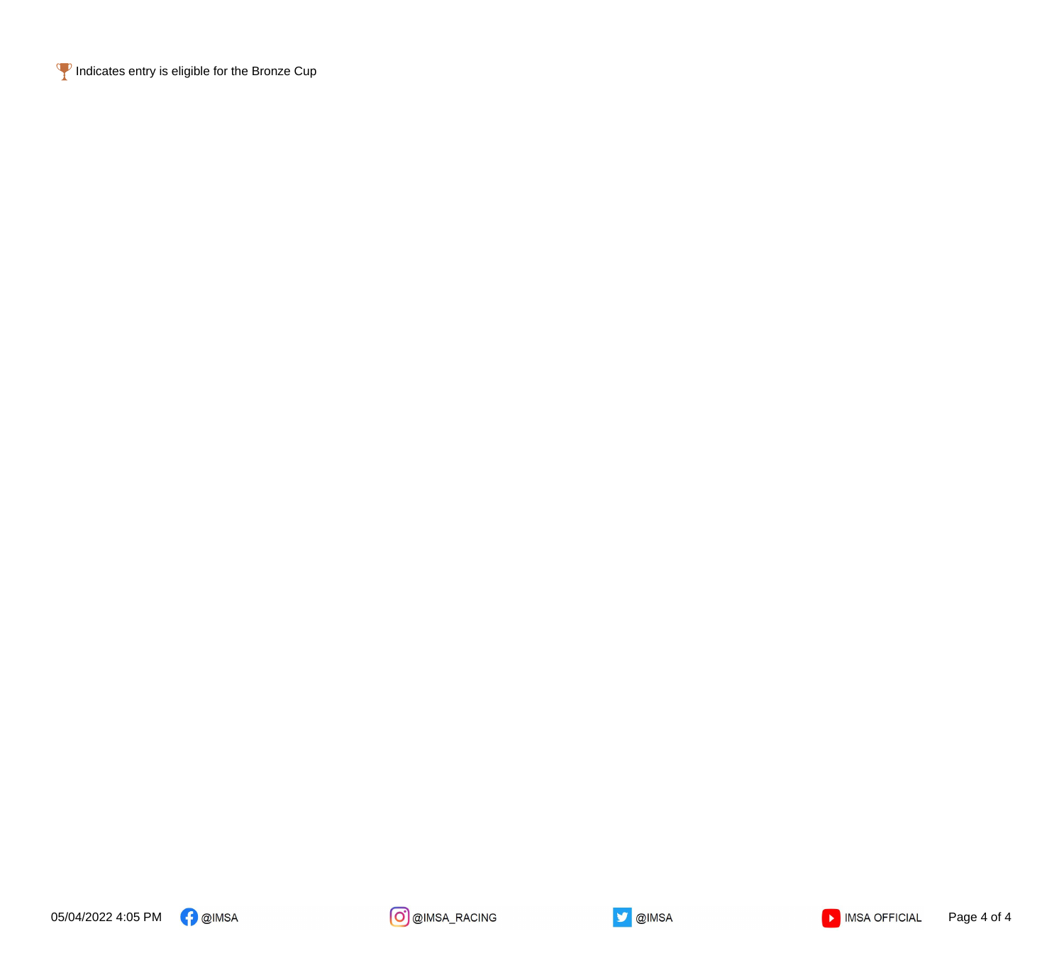🏆 Indicates entry is eligible for the Bronze Cup